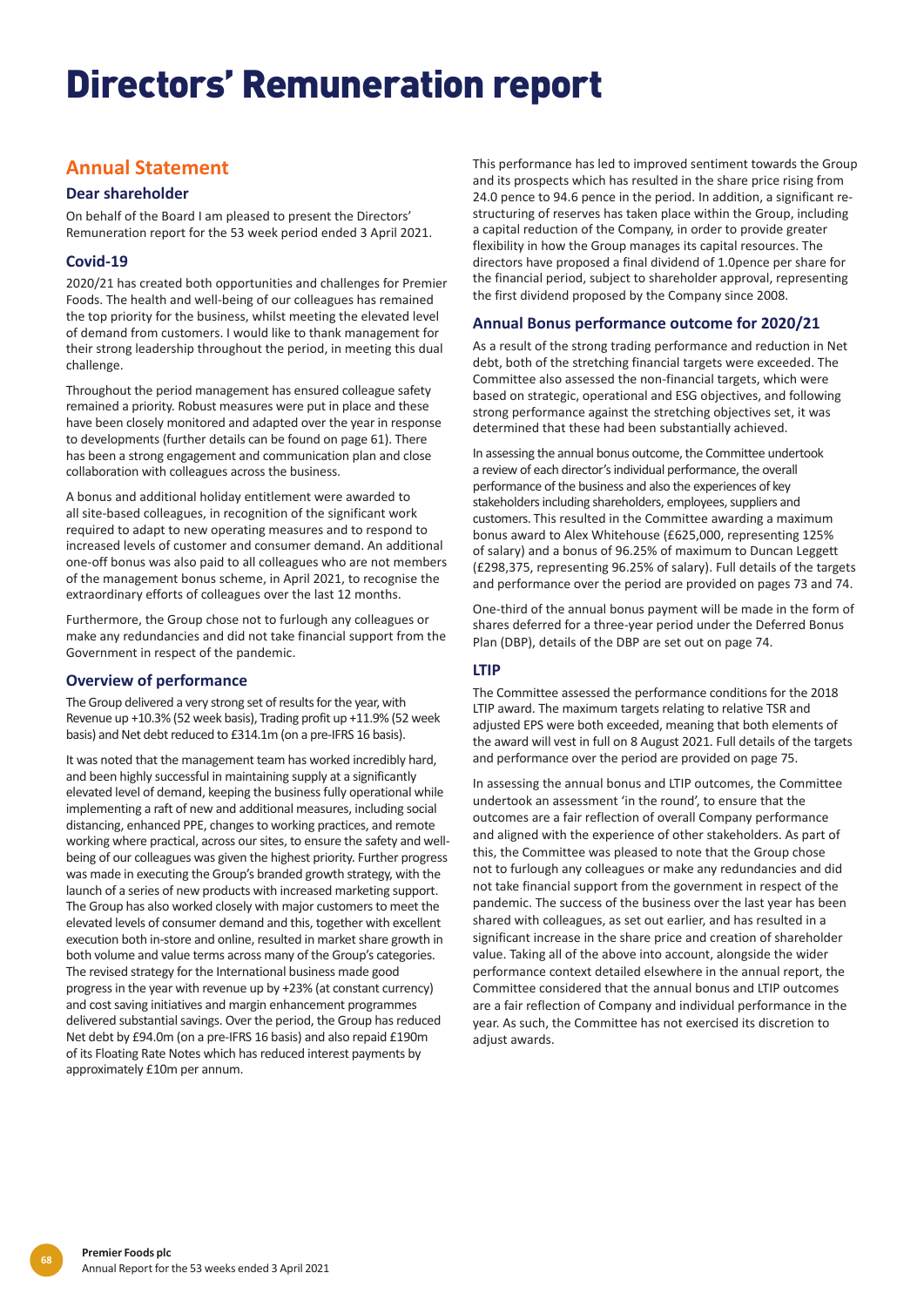# Directors' Remuneration report

## Annual Statement

### Dear shareholder

On behalf of the Board I am pleased to present the Directors' Remuneration report for the 53 week period ended 3 April 2021.

### Covid-19

2020/21 has created both opportunities and challenges for Premier Foods. The health and well-being of our colleagues has remained the top priority for the business, whilst meeting the elevated level of demand from customers. I would like to thank management for their strong leadership throughout the period, in meeting this dual challenge.

Throughout the period management has ensured colleague safety remained a priority. Robust measures were put in place and these have been closely monitored and adapted over the year in response to developments (further details can be found on page 61). There has been a strong engagement and communication plan and close collaboration with colleagues across the business.

A bonus and additional holiday entitlement were awarded to all site-based colleagues, in recognition of the significant work required to adapt to new operating measures and to respond to increased levels of customer and consumer demand. An additional one-off bonus was also paid to all colleagues who are not members of the management bonus scheme, in April 2021, to recognise the extraordinary efforts of colleagues over the last 12 months.

Furthermore, the Group chose not to furlough any colleagues or make any redundancies and did not take financial support from the Government in respect of the pandemic.

### Overview of performance

The Group delivered a very strong set of results for the year, with Revenue up +10.3% (52 week basis), Trading profit up +11.9% (52 week basis) and Net debt reduced to £314.1m (on a pre-IFRS 16 basis).

It was noted that the management team has worked incredibly hard, and been highly successful in maintaining supply at a significantly elevated level of demand, keeping the business fully operational while implementing a raft of new and additional measures, including social distancing, enhanced PPE, changes to working practices, and remote working where practical, across our sites, to ensure the safety and well-being of our colleagues was given the highest priority. Further progress was made in executing the Group's branded growth strategy, with the launch of a series of new products with increased marketing support. The Group has also worked closely with major customers to meet the elevated levels of consumer demand and this, together with excellent execution both in-store and online, resulted in market share growth in both volume and value terms across many of the Group's categories. The revised strategy for the International business made good progress in the year with revenue up by +23% (at constant currency) and cost saving initiatives and margin enhancement programmes delivered substantial savings. Over the period, the Group has reduced Net debt by £94.0m (on a pre-IFRS 16 basis) and also repaid £190m of its Floating Rate Notes which has reduced interest payments by approximately £10m per annum.

This performance has led to improved sentiment towards the Group and its prospects which has resulted in the share price rising from 24.0 pence to 94.6 pence in the period. In addition, a significant re-structuring of reserves has taken place within the Group, including a capital reduction of the Company, in order to provide greater flexibility in how the Group manages its capital resources. The directors have proposed a final dividend of 1.0pence per share for the financial period, subject to shareholder approval, representing the first dividend proposed by the Company since 2008.

### Annual Bonus performance outcome for 2020/21

As a result of the strong trading performance and reduction in Net debt, both of the stretching financial targets were exceeded. The Committee also assessed the non-financial targets, which were based on strategic, operational and ESG objectives, and following strong performance against the stretching objectives set, it was determined that these had been substantially achieved.

In assessing the annual bonus outcome, the Committee undertook a review of each director's individual performance, the overall performance of the business and also the experiences of key stakeholders including shareholders, employees, suppliers and customers. This resulted in the Committee awarding a maximum bonus award to Alex Whitehouse (£625,000, representing 125% of salary) and a bonus of 96.25% of maximum to Duncan Leggett (£298,375, representing 96.25% of salary). Full details of the targets and performance over the period are provided on pages 73 and 74.

One-third of the annual bonus payment will be made in the form of shares deferred for a three-year period under the Deferred Bonus Plan (DBP), details of the DBP are set out on page 74.

### LTIP

The Committee assessed the performance conditions for the 2018 LTIP award. The maximum targets relating to relative TSR and adjusted EPS were both exceeded, meaning that both elements of the award will vest in full on 8 August 2021. Full details of the targets and performance over the period are provided on page 75.

In assessing the annual bonus and LTIP outcomes, the Committee undertook an assessment 'in the round', to ensure that the outcomes are a fair reflection of overall Company performance and aligned with the experience of other stakeholders. As part of this, the Committee was pleased to note that the Group chose not to furlough any colleagues or make any redundancies and did not take financial support from the government in respect of the pandemic. The success of the business over the last year has been shared with colleagues, as set out earlier, and has resulted in a significant increase in the share price and creation of shareholder value. Taking all of the above into account, alongside the wider performance context detailed elsewhere in the annual report, the Committee considered that the annual bonus and LTIP outcomes are a fair reflection of Company and individual performance in the year. As such, the Committee has not exercised its discretion to adjust awards.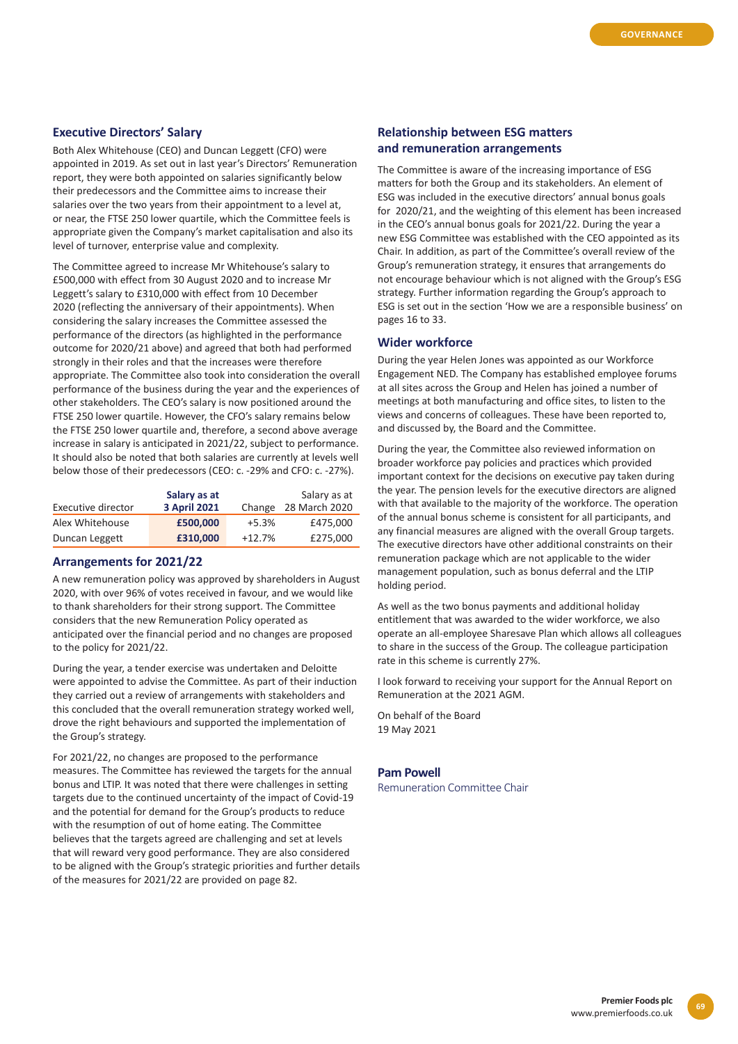## Executive Directors' Salary

Both Alex Whitehouse (CEO) and Duncan Leggett (CFO) were appointed in 2019. As set out in last year's Directors' Remuneration report, they were both appointed on salaries significantly below their predecessors and the Committee aims to increase their salaries over the two years from their appointment to a level at, or near, the FTSE 250 lower quartile, which the Committee feels is appropriate given the Company's market capitalisation and also its level of turnover, enterprise value and complexity.

The Committee agreed to increase Mr Whitehouse's salary to £500,000 with effect from 30 August 2020 and to increase Mr Leggett's salary to £310,000 with effect from 10 December 2020 (reflecting the anniversary of their appointments). When considering the salary increases the Committee assessed the performance of the directors (as highlighted in the performance outcome for 2020/21 above) and agreed that both had performed strongly in their roles and that the increases were therefore appropriate. The Committee also took into consideration the overall performance of the business during the year and the experiences of other stakeholders. The CEO's salary is now positioned around the FTSE 250 lower quartile. However, the CFO's salary remains below the FTSE 250 lower quartile and, therefore, a second above average increase in salary is anticipated in 2021/22, subject to performance. It should also be noted that both salaries are currently at levels well below those of their predecessors (CEO: c. -29% and CFO: c. -27%).

| Executive director | **Salary as at 3 April 2021** | Change | Salary as at 28 March 2020 |
|---|---|---|---|
| Alex Whitehouse | **£500,000** | +5.3% | £475,000 |
| Duncan Leggett | **£310,000** | +12.7% | £275,000 |

## Arrangements for 2021/22

A new remuneration policy was approved by shareholders in August 2020, with over 96% of votes received in favour, and we would like to thank shareholders for their strong support. The Committee considers that the new Remuneration Policy operated as anticipated over the financial period and no changes are proposed to the policy for 2021/22.

During the year, a tender exercise was undertaken and Deloitte were appointed to advise the Committee. As part of their induction they carried out a review of arrangements with stakeholders and this concluded that the overall remuneration strategy worked well, drove the right behaviours and supported the implementation of the Group's strategy.

For 2021/22, no changes are proposed to the performance measures. The Committee has reviewed the targets for the annual bonus and LTIP. It was noted that there were challenges in setting targets due to the continued uncertainty of the impact of Covid-19 and the potential for demand for the Group's products to reduce with the resumption of out of home eating. The Committee believes that the targets agreed are challenging and set at levels that will reward very good performance. They are also considered to be aligned with the Group's strategic priorities and further details of the measures for 2021/22 are provided on page 82.

## Relationship between ESG matters and remuneration arrangements

The Committee is aware of the increasing importance of ESG matters for both the Group and its stakeholders. An element of ESG was included in the executive directors' annual bonus goals for 2020/21, and the weighting of this element has been increased in the CEO's annual bonus goals for 2021/22. During the year a new ESG Committee was established with the CEO appointed as its Chair. In addition, as part of the Committee's overall review of the Group's remuneration strategy, it ensures that arrangements do not encourage behaviour which is not aligned with the Group's ESG strategy. Further information regarding the Group's approach to ESG is set out in the section 'How we are a responsible business' on pages 16 to 33.

## Wider workforce

During the year Helen Jones was appointed as our Workforce Engagement NED. The Company has established employee forums at all sites across the Group and Helen has joined a number of meetings at both manufacturing and office sites, to listen to the views and concerns of colleagues. These have been reported to, and discussed by, the Board and the Committee.

During the year, the Committee also reviewed information on broader workforce pay policies and practices which provided important context for the decisions on executive pay taken during the year. The pension levels for the executive directors are aligned with that available to the majority of the workforce. The operation of the annual bonus scheme is consistent for all participants, and any financial measures are aligned with the overall Group targets. The executive directors have other additional constraints on their remuneration package which are not applicable to the wider management population, such as bonus deferral and the LTIP holding period.

As well as the two bonus payments and additional holiday entitlement that was awarded to the wider workforce, we also operate an all-employee Sharesave Plan which allows all colleagues to share in the success of the Group. The colleague participation rate in this scheme is currently 27%.

I look forward to receiving your support for the Annual Report on Remuneration at the 2021 AGM.

On behalf of the Board
19 May 2021

**Pam Powell**
Remuneration Committee Chair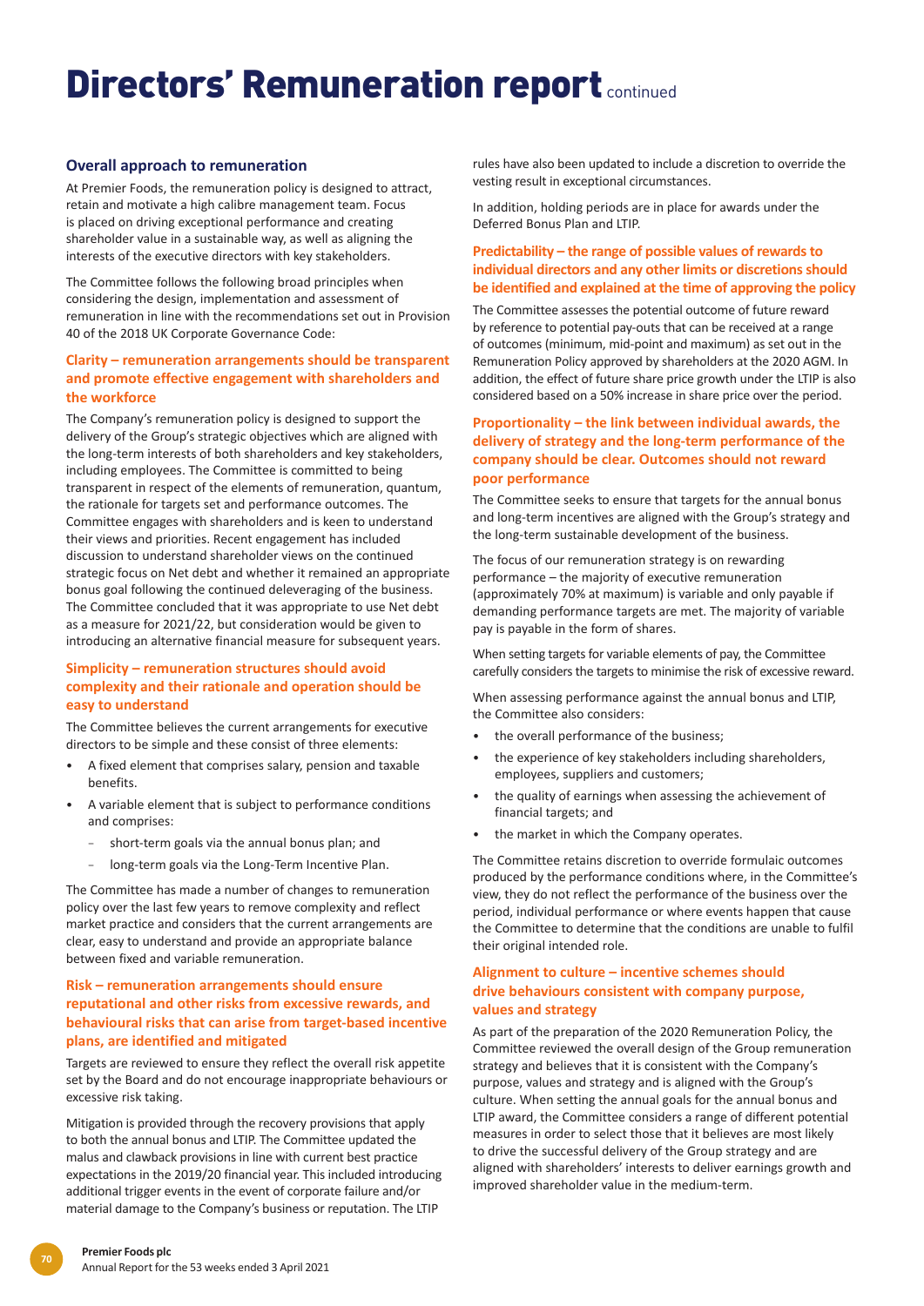# Directors' Remuneration report continued

## Overall approach to remuneration

At Premier Foods, the remuneration policy is designed to attract, retain and motivate a high calibre management team. Focus is placed on driving exceptional performance and creating shareholder value in a sustainable way, as well as aligning the interests of the executive directors with key stakeholders.

The Committee follows the following broad principles when considering the design, implementation and assessment of remuneration in line with the recommendations set out in Provision 40 of the 2018 UK Corporate Governance Code:

### Clarity – remuneration arrangements should be transparent and promote effective engagement with shareholders and the workforce

The Company's remuneration policy is designed to support the delivery of the Group's strategic objectives which are aligned with the long-term interests of both shareholders and key stakeholders, including employees. The Committee is committed to being transparent in respect of the elements of remuneration, quantum, the rationale for targets set and performance outcomes. The Committee engages with shareholders and is keen to understand their views and priorities. Recent engagement has included discussion to understand shareholder views on the continued strategic focus on Net debt and whether it remained an appropriate bonus goal following the continued deleveraging of the business. The Committee concluded that it was appropriate to use Net debt as a measure for 2021/22, but consideration would be given to introducing an alternative financial measure for subsequent years.

### Simplicity – remuneration structures should avoid complexity and their rationale and operation should be easy to understand

The Committee believes the current arrangements for executive directors to be simple and these consist of three elements:

- A fixed element that comprises salary, pension and taxable benefits.
- A variable element that is subject to performance conditions and comprises:
  - short-term goals via the annual bonus plan; and
  - long-term goals via the Long-Term Incentive Plan.

The Committee has made a number of changes to remuneration policy over the last few years to remove complexity and reflect market practice and considers that the current arrangements are clear, easy to understand and provide an appropriate balance between fixed and variable remuneration.

### Risk – remuneration arrangements should ensure reputational and other risks from excessive rewards, and behavioural risks that can arise from target-based incentive plans, are identified and mitigated

Targets are reviewed to ensure they reflect the overall risk appetite set by the Board and do not encourage inappropriate behaviours or excessive risk taking.

Mitigation is provided through the recovery provisions that apply to both the annual bonus and LTIP. The Committee updated the malus and clawback provisions in line with current best practice expectations in the 2019/20 financial year. This included introducing additional trigger events in the event of corporate failure and/or material damage to the Company's business or reputation. The LTIP rules have also been updated to include a discretion to override the vesting result in exceptional circumstances.

In addition, holding periods are in place for awards under the Deferred Bonus Plan and LTIP.

### Predictability – the range of possible values of rewards to individual directors and any other limits or discretions should be identified and explained at the time of approving the policy

The Committee assesses the potential outcome of future reward by reference to potential pay-outs that can be received at a range of outcomes (minimum, mid-point and maximum) as set out in the Remuneration Policy approved by shareholders at the 2020 AGM. In addition, the effect of future share price growth under the LTIP is also considered based on a 50% increase in share price over the period.

### Proportionality – the link between individual awards, the delivery of strategy and the long-term performance of the company should be clear. Outcomes should not reward poor performance

The Committee seeks to ensure that targets for the annual bonus and long-term incentives are aligned with the Group's strategy and the long-term sustainable development of the business.

The focus of our remuneration strategy is on rewarding performance – the majority of executive remuneration (approximately 70% at maximum) is variable and only payable if demanding performance targets are met. The majority of variable pay is payable in the form of shares.

When setting targets for variable elements of pay, the Committee carefully considers the targets to minimise the risk of excessive reward.

When assessing performance against the annual bonus and LTIP, the Committee also considers:

- the overall performance of the business;
- the experience of key stakeholders including shareholders, employees, suppliers and customers;
- the quality of earnings when assessing the achievement of financial targets; and
- the market in which the Company operates.

The Committee retains discretion to override formulaic outcomes produced by the performance conditions where, in the Committee's view, they do not reflect the performance of the business over the period, individual performance or where events happen that cause the Committee to determine that the conditions are unable to fulfil their original intended role.

### Alignment to culture – incentive schemes should drive behaviours consistent with company purpose, values and strategy

As part of the preparation of the 2020 Remuneration Policy, the Committee reviewed the overall design of the Group remuneration strategy and believes that it is consistent with the Company's purpose, values and strategy and is aligned with the Group's culture. When setting the annual goals for the annual bonus and LTIP award, the Committee considers a range of different potential measures in order to select those that it believes are most likely to drive the successful delivery of the Group strategy and are aligned with shareholders' interests to deliver earnings growth and improved shareholder value in the medium-term.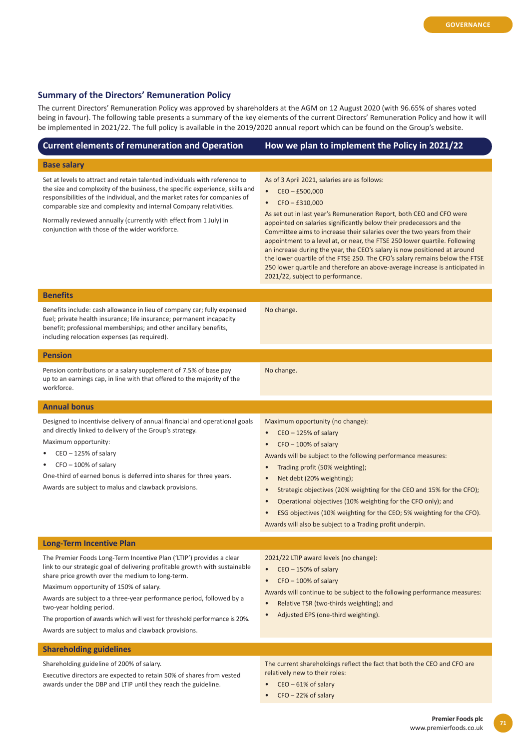## Summary of the Directors' Remuneration Policy

The current Directors' Remuneration Policy was approved by shareholders at the AGM on 12 August 2020 (with 96.65% of shares voted being in favour). The following table presents a summary of the key elements of the current Directors' Remuneration Policy and how it will be implemented in 2021/22. The full policy is available in the 2019/2020 annual report which can be found on the Group's website.

| Current elements of remuneration and Operation | How we plan to implement the Policy in 2021/22 |
|---|---|
| **Base salary** | |
| Set at levels to attract and retain talented individuals with reference to the size and complexity of the business, the specific experience, skills and responsibilities of the individual, and the market rates for companies of comparable size and complexity and internal Company relativities.<br><br>Normally reviewed annually (currently with effect from 1 July) in conjunction with those of the wider workforce. | As of 3 April 2021, salaries are as follows:<br>• CEO – £500,000<br>• CFO – £310,000<br><br>As set out in last year's Remuneration Report, both CEO and CFO were appointed on salaries significantly below their predecessors and the Committee aims to increase their salaries over the two years from their appointment to a level at, or near, the FTSE 250 lower quartile. Following an increase during the year, the CEO's salary is now positioned at around the lower quartile of the FTSE 250. The CFO's salary remains below the FTSE 250 lower quartile and therefore an above-average increase is anticipated in 2021/22, subject to performance. |
| **Benefits** | |
| Benefits include: cash allowance in lieu of company car; fully expensed fuel; private health insurance; life insurance; permanent incapacity benefit; professional memberships; and other ancillary benefits, including relocation expenses (as required). | No change. |
| **Pension** | |
| Pension contributions or a salary supplement of 7.5% of base pay up to an earnings cap, in line with that offered to the majority of the workforce. | No change. |
| **Annual bonus** | |
| Designed to incentivise delivery of annual financial and operational goals and directly linked to delivery of the Group's strategy.<br><br>Maximum opportunity:<br>• CEO – 125% of salary<br>• CFO – 100% of salary<br><br>One-third of earned bonus is deferred into shares for three years.<br><br>Awards are subject to malus and clawback provisions. | Maximum opportunity (no change):<br>• CEO – 125% of salary<br>• CFO – 100% of salary<br><br>Awards will be subject to the following performance measures:<br>• Trading profit (50% weighting);<br>• Net debt (20% weighting);<br>• Strategic objectives (20% weighting for the CEO and 15% for the CFO);<br>• Operational objectives (10% weighting for the CFO only); and<br>• ESG objectives (10% weighting for the CEO; 5% weighting for the CFO).<br><br>Awards will also be subject to a Trading profit underpin. |
| **Long-Term Incentive Plan** | |
| The Premier Foods Long-Term Incentive Plan ('LTIP') provides a clear link to our strategic goal of delivering profitable growth with sustainable share price growth over the medium to long-term.<br><br>Maximum opportunity of 150% of salary.<br><br>Awards are subject to a three-year performance period, followed by a two-year holding period.<br><br>The proportion of awards which will vest for threshold performance is 20%.<br><br>Awards are subject to malus and clawback provisions. | 2021/22 LTIP award levels (no change):<br>• CEO – 150% of salary<br>• CFO – 100% of salary<br><br>Awards will continue to be subject to the following performance measures:<br>• Relative TSR (two-thirds weighting); and<br>• Adjusted EPS (one-third weighting). |
| **Shareholding guidelines** | |
| Shareholding guideline of 200% of salary.<br><br>Executive directors are expected to retain 50% of shares from vested awards under the DBP and LTIP until they reach the guideline. | The current shareholdings reflect the fact that both the CEO and CFO are relatively new to their roles:<br>• CEO – 61% of salary<br>• CFO – 22% of salary |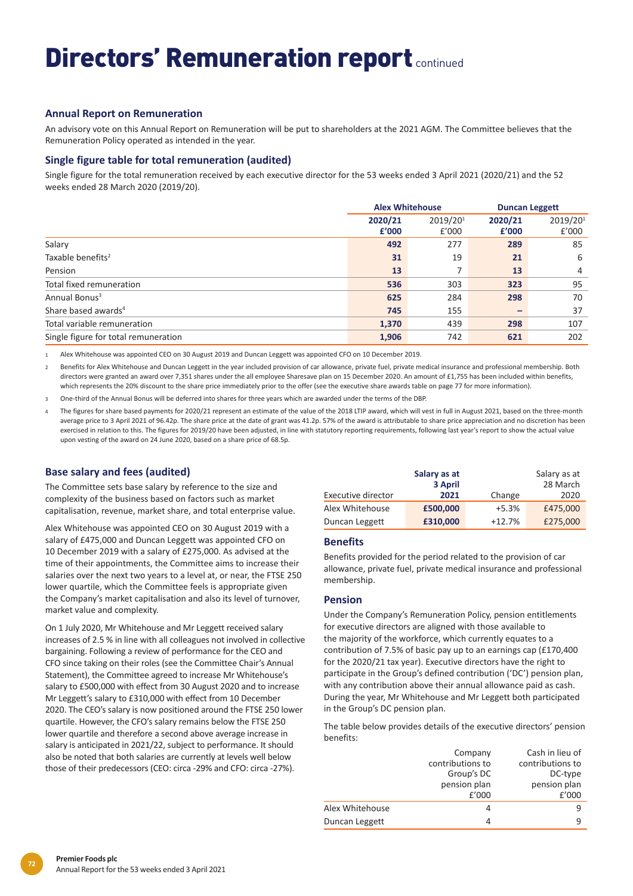# Directors' Remuneration report continued

### Annual Report on Remuneration

An advisory vote on this Annual Report on Remuneration will be put to shareholders at the 2021 AGM. The Committee believes that the Remuneration Policy operated as intended in the year.

### Single figure table for total remuneration (audited)

Single figure for the total remuneration received by each executive director for the 53 weeks ended 3 April 2021 (2020/21) and the 52 weeks ended 28 March 2020 (2019/20).

| | Alex Whitehouse | | Duncan Leggett | |
|---|---|---|---|---|
| | **2020/21 £'000** | 2019/20[1] £'000 | **2020/21 £'000** | 2019/20[1] £'000 |
| Salary | **492** | 277 | **289** | 85 |
| Taxable benefits[2] | **31** | 19 | **21** | 6 |
| Pension | **13** | 7 | **13** | 4 |
| Total fixed remuneration | **536** | 303 | **323** | 95 |
| Annual Bonus[3] | **625** | 284 | **298** | 70 |
| Share based awards[4] | **745** | 155 | **–** | 37 |
| Total variable remuneration | **1,370** | 439 | **298** | 107 |
| Single figure for total remuneration | **1,906** | 742 | **621** | 202 |

1 Alex Whitehouse was appointed CEO on 30 August 2019 and Duncan Leggett was appointed CFO on 10 December 2019.

2 Benefits for Alex Whitehouse and Duncan Leggett in the year included provision of car allowance, private fuel, private medical insurance and professional membership. Both directors were granted an award over 7,351 shares under the all employee Sharesave plan on 15 December 2020. An amount of £1,755 has been included within benefits, which represents the 20% discount to the share price immediately prior to the offer (see the executive share awards table on page 77 for more information).

3 One-third of the Annual Bonus will be deferred into shares for three years which are awarded under the terms of the DBP.

4 The figures for share based payments for 2020/21 represent an estimate of the value of the 2018 LTIP award, which will vest in full in August 2021, based on the three-month average price to 3 April 2021 of 96.42p. The share price at the date of grant was 41.2p. 57% of the award is attributable to share price appreciation and no discretion has been exercised in relation to this. The figures for 2019/20 have been adjusted, in line with statutory reporting requirements, following last year's report to show the actual value upon vesting of the award on 24 June 2020, based on a share price of 68.5p.

### Base salary and fees (audited)

The Committee sets base salary by reference to the size and complexity of the business based on factors such as market capitalisation, revenue, market share, and total enterprise value.

Alex Whitehouse was appointed CEO on 30 August 2019 with a salary of £475,000 and Duncan Leggett was appointed CFO on 10 December 2019 with a salary of £275,000. As advised at the time of their appointments, the Committee aims to increase their salaries over the next two years to a level at, or near, the FTSE 250 lower quartile, which the Committee feels is appropriate given the Company's market capitalisation and also its level of turnover, market value and complexity.

On 1 July 2020, Mr Whitehouse and Mr Leggett received salary increases of 2.5 % in line with all colleagues not involved in collective bargaining. Following a review of performance for the CEO and CFO since taking on their roles (see the Committee Chair's Annual Statement), the Committee agreed to increase Mr Whitehouse's salary to £500,000 with effect from 30 August 2020 and to increase Mr Leggett's salary to £310,000 with effect from 10 December 2020. The CEO's salary is now positioned around the FTSE 250 lower quartile. However, the CFO's salary remains below the FTSE 250 lower quartile and therefore a second above average increase in salary is anticipated in 2021/22, subject to performance. It should also be noted that both salaries are currently at levels well below those of their predecessors (CEO: circa -29% and CFO: circa -27%).

| Executive director | **Salary as at 3 April 2021** | Change | Salary as at 28 March 2020 |
|---|---|---|---|
| Alex Whitehouse | **£500,000** | +5.3% | £475,000 |
| Duncan Leggett | **£310,000** | +12.7% | £275,000 |

### Benefits

Benefits provided for the period related to the provision of car allowance, private fuel, private medical insurance and professional membership.

### Pension

Under the Company's Remuneration Policy, pension entitlements for executive directors are aligned with those available to the majority of the workforce, which currently equates to a contribution of 7.5% of basic pay up to an earnings cap (£170,400 for the 2020/21 tax year). Executive directors have the right to participate in the Group's defined contribution ('DC') pension plan, with any contribution above their annual allowance paid as cash. During the year, Mr Whitehouse and Mr Leggett both participated in the Group's DC pension plan.

The table below provides details of the executive directors' pension benefits:

| | Company contributions to Group's DC pension plan £'000 | Cash in lieu of contributions to DC-type pension plan £'000 |
|---|---|---|
| Alex Whitehouse | 4 | 9 |
| Duncan Leggett | 4 | 9 |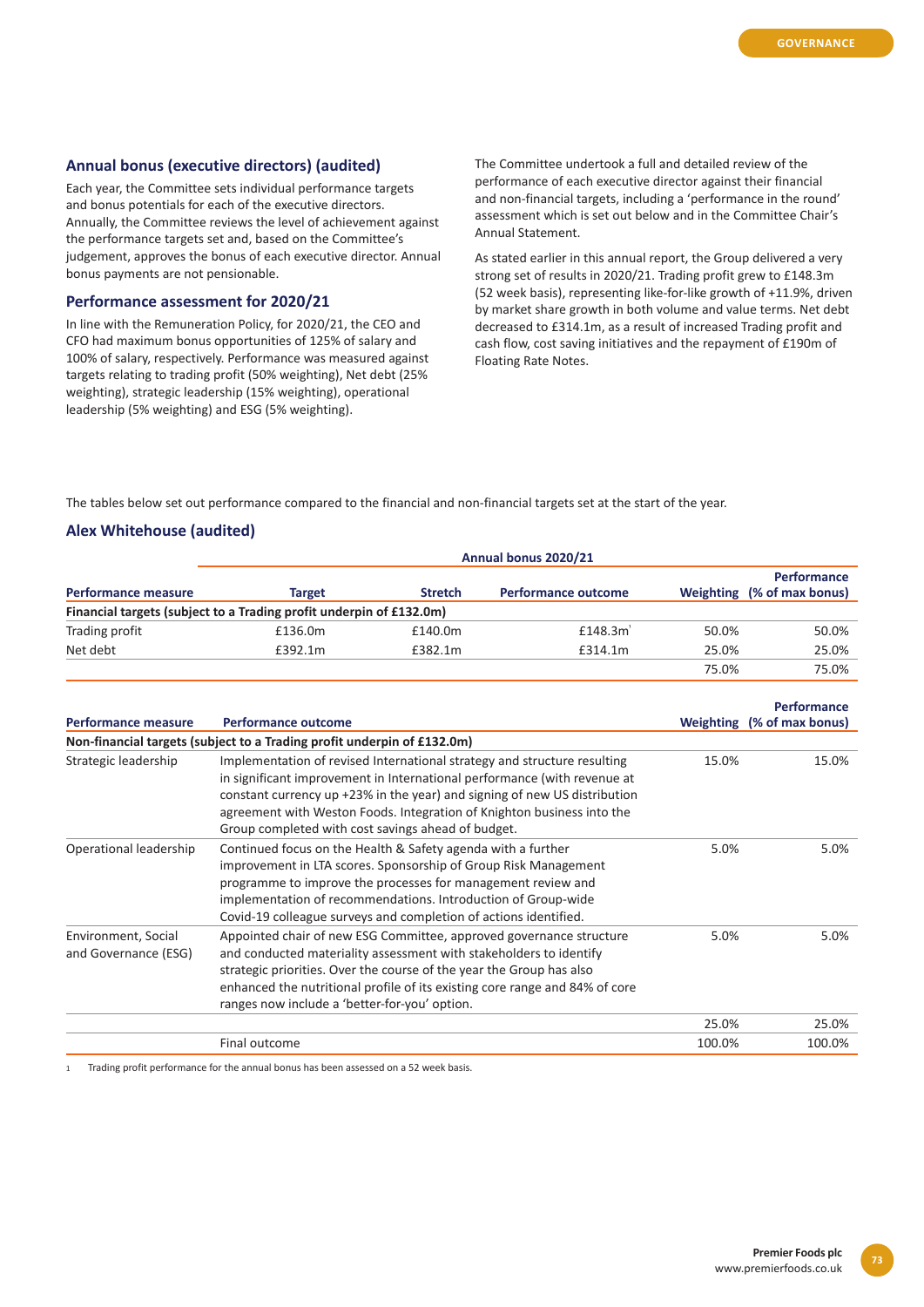## Annual bonus (executive directors) (audited)

Each year, the Committee sets individual performance targets and bonus potentials for each of the executive directors. Annually, the Committee reviews the level of achievement against the performance targets set and, based on the Committee's judgement, approves the bonus of each executive director. Annual bonus payments are not pensionable.

### Performance assessment for 2020/21

In line with the Remuneration Policy, for 2020/21, the CEO and CFO had maximum bonus opportunities of 125% of salary and 100% of salary, respectively. Performance was measured against targets relating to trading profit (50% weighting), Net debt (25% weighting), strategic leadership (15% weighting), operational leadership (5% weighting) and ESG (5% weighting).

The Committee undertook a full and detailed review of the performance of each executive director against their financial and non-financial targets, including a 'performance in the round' assessment which is set out below and in the Committee Chair's Annual Statement.

As stated earlier in this annual report, the Group delivered a very strong set of results in 2020/21. Trading profit grew to £148.3m (52 week basis), representing like-for-like growth of +11.9%, driven by market share growth in both volume and value terms. Net debt decreased to £314.1m, as a result of increased Trading profit and cash flow, cost saving initiatives and the repayment of £190m of Floating Rate Notes.

The tables below set out performance compared to the financial and non-financial targets set at the start of the year.

### Alex Whitehouse (audited)

| | Annual bonus 2020/21 | | | | |
|---|---|---|---|---|---|
| **Performance measure** | **Target** | **Stretch** | **Performance outcome** | **Weighting** | **Performance (% of max bonus)** |
| **Financial targets (subject to a Trading profit underpin of £132.0m)** | | | | | |
| Trading profit | £136.0m | £140.0m | £148.3m[1] | 50.0% | 50.0% |
| Net debt | £392.1m | £382.1m | £314.1m | 25.0% | 25.0% |
| | | | | 75.0% | 75.0% |

| Performance measure | Performance outcome | Weighting | Performance (% of max bonus) |
|---|---|---|---|
| **Non-financial targets (subject to a Trading profit underpin of £132.0m)** | | | |
| Strategic leadership | Implementation of revised International strategy and structure resulting in significant improvement in International performance (with revenue at constant currency up +23% in the year) and signing of new US distribution agreement with Weston Foods. Integration of Knighton business into the Group completed with cost savings ahead of budget. | 15.0% | 15.0% |
| Operational leadership | Continued focus on the Health & Safety agenda with a further improvement in LTA scores. Sponsorship of Group Risk Management programme to improve the processes for management review and implementation of recommendations. Introduction of Group-wide Covid-19 colleague surveys and completion of actions identified. | 5.0% | 5.0% |
| Environment, Social and Governance (ESG) | Appointed chair of new ESG Committee, approved governance structure and conducted materiality assessment with stakeholders to identify strategic priorities. Over the course of the year the Group has also enhanced the nutritional profile of its existing core range and 84% of core ranges now include a 'better-for-you' option. | 5.0% | 5.0% |
| | | 25.0% | 25.0% |
| | Final outcome | 100.0% | 100.0% |

1 Trading profit performance for the annual bonus has been assessed on a 52 week basis.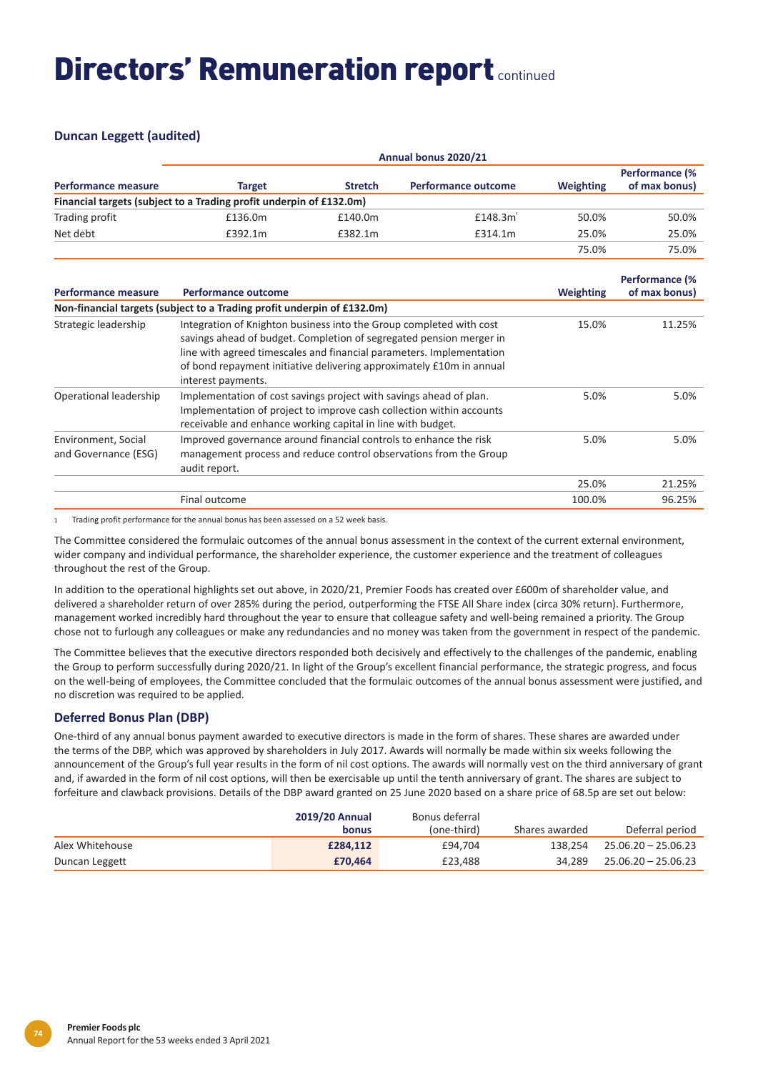# Directors' Remuneration report continued

### Duncan Leggett (audited)

| Performance measure | Annual bonus 2020/21 | | | | |
|---|---|---|---|---|---|
| | Target | Stretch | Performance outcome | Weighting | Performance (% of max bonus) |
| **Financial targets (subject to a Trading profit underpin of £132.0m)** | | | | | |
| Trading profit | £136.0m | £140.0m | £148.3m[1] | 50.0% | 50.0% |
| Net debt | £392.1m | £382.1m | £314.1m | 25.0% | 25.0% |
| | | | | 75.0% | 75.0% |

| Performance measure | Performance outcome | Weighting | Performance (% of max bonus) |
|---|---|---|---|
| **Non-financial targets (subject to a Trading profit underpin of £132.0m)** | | | |
| Strategic leadership | Integration of Knighton business into the Group completed with cost savings ahead of budget. Completion of segregated pension merger in line with agreed timescales and financial parameters. Implementation of bond repayment initiative delivering approximately £10m in annual interest payments. | 15.0% | 11.25% |
| Operational leadership | Implementation of cost savings project with savings ahead of plan. Implementation of project to improve cash collection within accounts receivable and enhance working capital in line with budget. | 5.0% | 5.0% |
| Environment, Social and Governance (ESG) | Improved governance around financial controls to enhance the risk management process and reduce control observations from the Group audit report. | 5.0% | 5.0% |
| | | 25.0% | 21.25% |
| | Final outcome | 100.0% | 96.25% |

1 Trading profit performance for the annual bonus has been assessed on a 52 week basis.

The Committee considered the formulaic outcomes of the annual bonus assessment in the context of the current external environment, wider company and individual performance, the shareholder experience, the customer experience and the treatment of colleagues throughout the rest of the Group.

In addition to the operational highlights set out above, in 2020/21, Premier Foods has created over £600m of shareholder value, and delivered a shareholder return of over 285% during the period, outperforming the FTSE All Share index (circa 30% return). Furthermore, management worked incredibly hard throughout the year to ensure that colleague safety and well-being remained a priority. The Group chose not to furlough any colleagues or make any redundancies and no money was taken from the government in respect of the pandemic.

The Committee believes that the executive directors responded both decisively and effectively to the challenges of the pandemic, enabling the Group to perform successfully during 2020/21. In light of the Group's excellent financial performance, the strategic progress, and focus on the well-being of employees, the Committee concluded that the formulaic outcomes of the annual bonus assessment were justified, and no discretion was required to be applied.

### Deferred Bonus Plan (DBP)

One-third of any annual bonus payment awarded to executive directors is made in the form of shares. These shares are awarded under the terms of the DBP, which was approved by shareholders in July 2017. Awards will normally be made within six weeks following the announcement of the Group's full year results in the form of nil cost options. The awards will normally vest on the third anniversary of grant and, if awarded in the form of nil cost options, will then be exercisable up until the tenth anniversary of grant. The shares are subject to forfeiture and clawback provisions. Details of the DBP award granted on 25 June 2020 based on a share price of 68.5p are set out below:

| | 2019/20 Annual bonus | Bonus deferral (one-third) | Shares awarded | Deferral period |
|---|---|---|---|---|
| Alex Whitehouse | **£284,112** | £94,704 | 138,254 | 25.06.20 – 25.06.23 |
| Duncan Leggett | **£70,464** | £23,488 | 34,289 | 25.06.20 – 25.06.23 |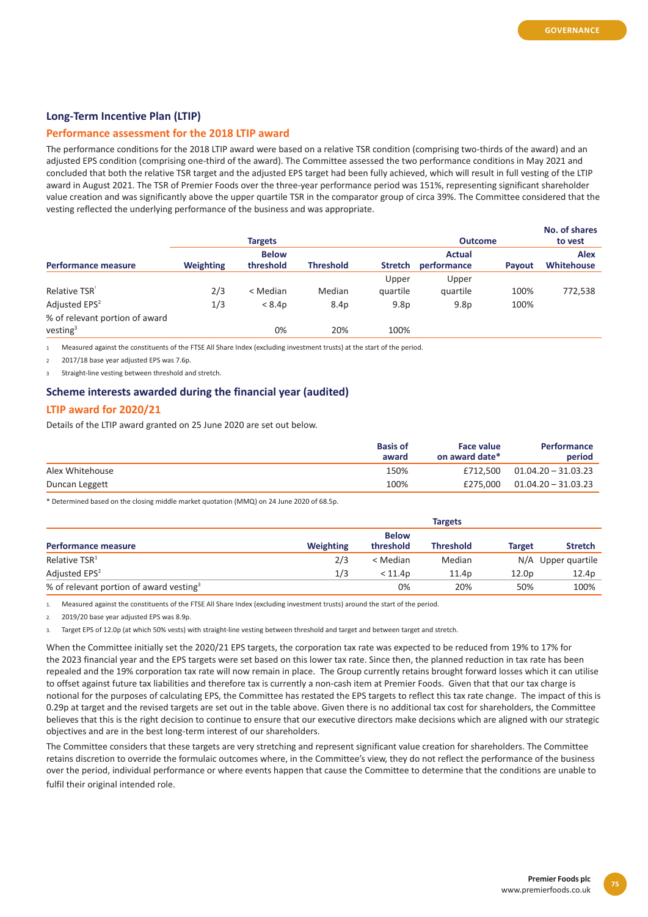## Long-Term Incentive Plan (LTIP)

### Performance assessment for the 2018 LTIP award

The performance conditions for the 2018 LTIP award were based on a relative TSR condition (comprising two-thirds of the award) and an adjusted EPS condition (comprising one-third of the award). The Committee assessed the two performance conditions in May 2021 and concluded that both the relative TSR target and the adjusted EPS target had been fully achieved, which will result in full vesting of the LTIP award in August 2021. The TSR of Premier Foods over the three-year performance period was 151%, representing significant shareholder value creation and was significantly above the upper quartile TSR in the comparator group of circa 39%. The Committee considered that the vesting reflected the underlying performance of the business and was appropriate.

| | | Targets | | | Outcome | | No. of shares to vest |
|---|---|---|---|---|---|---|---|
| **Performance measure** | **Weighting** | **Below threshold** | **Threshold** | **Stretch** | **Actual performance** | **Payout** | **Alex Whitehouse** |
| Relative TSR[1] | 2/3 | < Median | Median | Upper quartile | Upper quartile | 100% | 772,538 |
| Adjusted EPS[2] | 1/3 | < 8.4p | 8.4p | 9.8p | 9.8p | 100% | |
| % of relevant portion of award vesting[3] | | 0% | 20% | 100% | | | |

1 Measured against the constituents of the FTSE All Share Index (excluding investment trusts) at the start of the period.

2 2017/18 base year adjusted EPS was 7.6p.

3 Straight-line vesting between threshold and stretch.

## Scheme interests awarded during the financial year (audited)

### LTIP award for 2020/21

Details of the LTIP award granted on 25 June 2020 are set out below.

| | Basis of award | Face value on award date* | Performance period |
|---|---|---|---|
| Alex Whitehouse | 150% | £712,500 | 01.04.20 – 31.03.23 |
| Duncan Leggett | 100% | £275,000 | 01.04.20 – 31.03.23 |

\* Determined based on the closing middle market quotation (MMQ) on 24 June 2020 of 68.5p.

| | | Targets | | | |
|---|---|---|---|---|---|
| **Performance measure** | **Weighting** | **Below threshold** | **Threshold** | **Target** | **Stretch** |
| Relative TSR[1] | 2/3 | < Median | Median | N/A | Upper quartile |
| Adjusted EPS[2] | 1/3 | < 11.4p | 11.4p | 12.0p | 12.4p |
| % of relevant portion of award vesting[3] | | 0% | 20% | 50% | 100% |

1. Measured against the constituents of the FTSE All Share Index (excluding investment trusts) around the start of the period.

2. 2019/20 base year adjusted EPS was 8.9p.

3. Target EPS of 12.0p (at which 50% vests) with straight-line vesting between threshold and target and between target and stretch.

When the Committee initially set the 2020/21 EPS targets, the corporation tax rate was expected to be reduced from 19% to 17% for the 2023 financial year and the EPS targets were set based on this lower tax rate. Since then, the planned reduction in tax rate has been repealed and the 19% corporation tax rate will now remain in place. The Group currently retains brought forward losses which it can utilise to offset against future tax liabilities and therefore tax is currently a non-cash item at Premier Foods. Given that that our tax charge is notional for the purposes of calculating EPS, the Committee has restated the EPS targets to reflect this tax rate change. The impact of this is 0.29p at target and the revised targets are set out in the table above. Given there is no additional tax cost for shareholders, the Committee believes that this is the right decision to continue to ensure that our executive directors make decisions which are aligned with our strategic objectives and are in the best long-term interest of our shareholders.

The Committee considers that these targets are very stretching and represent significant value creation for shareholders. The Committee retains discretion to override the formulaic outcomes where, in the Committee's view, they do not reflect the performance of the business over the period, individual performance or where events happen that cause the Committee to determine that the conditions are unable to fulfil their original intended role.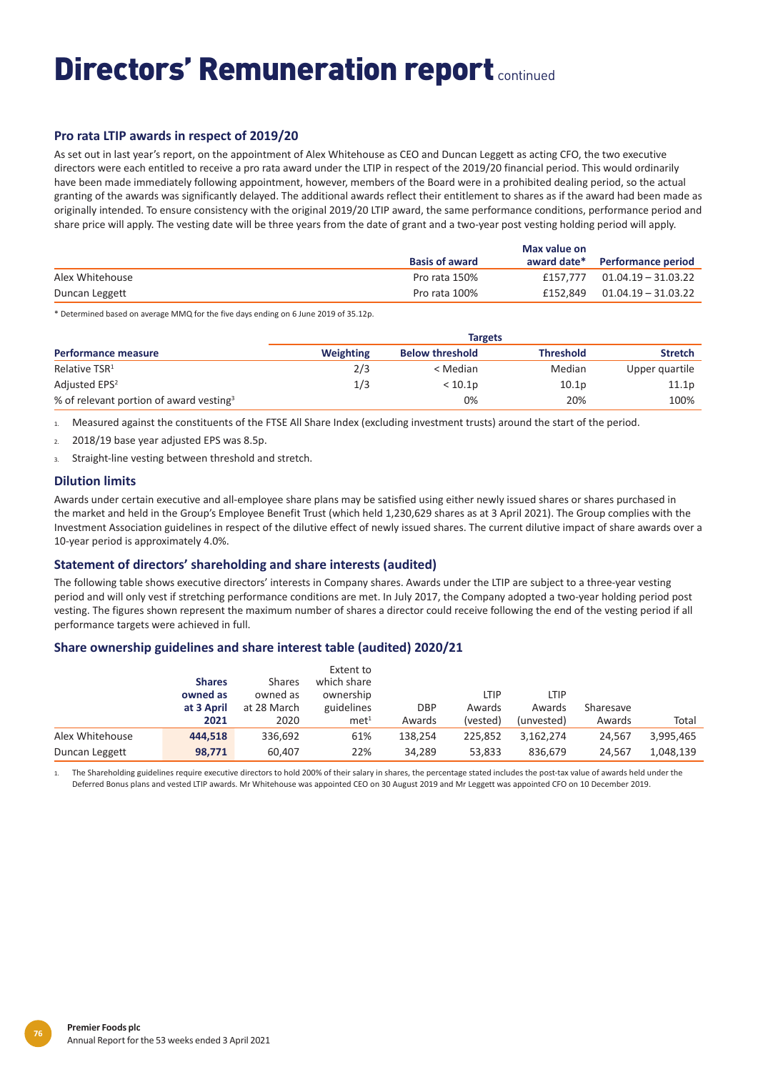# Directors' Remuneration report continued

### Pro rata LTIP awards in respect of 2019/20

As set out in last year's report, on the appointment of Alex Whitehouse as CEO and Duncan Leggett as acting CFO, the two executive directors were each entitled to receive a pro rata award under the LTIP in respect of the 2019/20 financial period. This would ordinarily have been made immediately following appointment, however, members of the Board were in a prohibited dealing period, so the actual granting of the awards was significantly delayed. The additional awards reflect their entitlement to shares as if the award had been made as originally intended. To ensure consistency with the original 2019/20 LTIP award, the same performance conditions, performance period and share price will apply. The vesting date will be three years from the date of grant and a two-year post vesting holding period will apply.

| | Basis of award | Max value on award date* | Performance period |
|---|---|---|---|
| Alex Whitehouse | Pro rata 150% | £157,777 | 01.04.19 – 31.03.22 |
| Duncan Leggett | Pro rata 100% | £152,849 | 01.04.19 – 31.03.22 |

\* Determined based on average MMQ for the five days ending on 6 June 2019 of 35.12p.

| | Targets | | | |
|---|---|---|---|---|
| **Performance measure** | **Weighting** | **Below threshold** | **Threshold** | **Stretch** |
| Relative TSR[1] | 2/3 | < Median | Median | Upper quartile |
| Adjusted EPS[2] | 1/3 | < 10.1p | 10.1p | 11.1p |
| % of relevant portion of award vesting[3] | | 0% | 20% | 100% |

1. Measured against the constituents of the FTSE All Share Index (excluding investment trusts) around the start of the period.
2. 2018/19 base year adjusted EPS was 8.5p.
3. Straight-line vesting between threshold and stretch.

### Dilution limits

Awards under certain executive and all-employee share plans may be satisfied using either newly issued shares or shares purchased in the market and held in the Group's Employee Benefit Trust (which held 1,230,629 shares as at 3 April 2021). The Group complies with the Investment Association guidelines in respect of the dilutive effect of newly issued shares. The current dilutive impact of share awards over a 10-year period is approximately 4.0%.

### Statement of directors' shareholding and share interests (audited)

The following table shows executive directors' interests in Company shares. Awards under the LTIP are subject to a three-year vesting period and will only vest if stretching performance conditions are met. In July 2017, the Company adopted a two-year holding period post vesting. The figures shown represent the maximum number of shares a director could receive following the end of the vesting period if all performance targets were achieved in full.

### Share ownership guidelines and share interest table (audited) 2020/21

| | **Shares owned as at 3 April 2021** | Shares owned as at 28 March 2020 | Extent to which share ownership guidelines met[1] | DBP Awards | LTIP Awards (vested) | LTIP Awards (unvested) | Sharesave Awards | Total |
|---|---|---|---|---|---|---|---|---|
| Alex Whitehouse | **444,518** | 336,692 | 61% | 138,254 | 225,852 | 3,162,274 | 24,567 | 3,995,465 |
| Duncan Leggett | **98,771** | 60,407 | 22% | 34,289 | 53,833 | 836,679 | 24,567 | 1,048,139 |

1. The Shareholding guidelines require executive directors to hold 200% of their salary in shares, the percentage stated includes the post-tax value of awards held under the Deferred Bonus plans and vested LTIP awards. Mr Whitehouse was appointed CEO on 30 August 2019 and Mr Leggett was appointed CFO on 10 December 2019.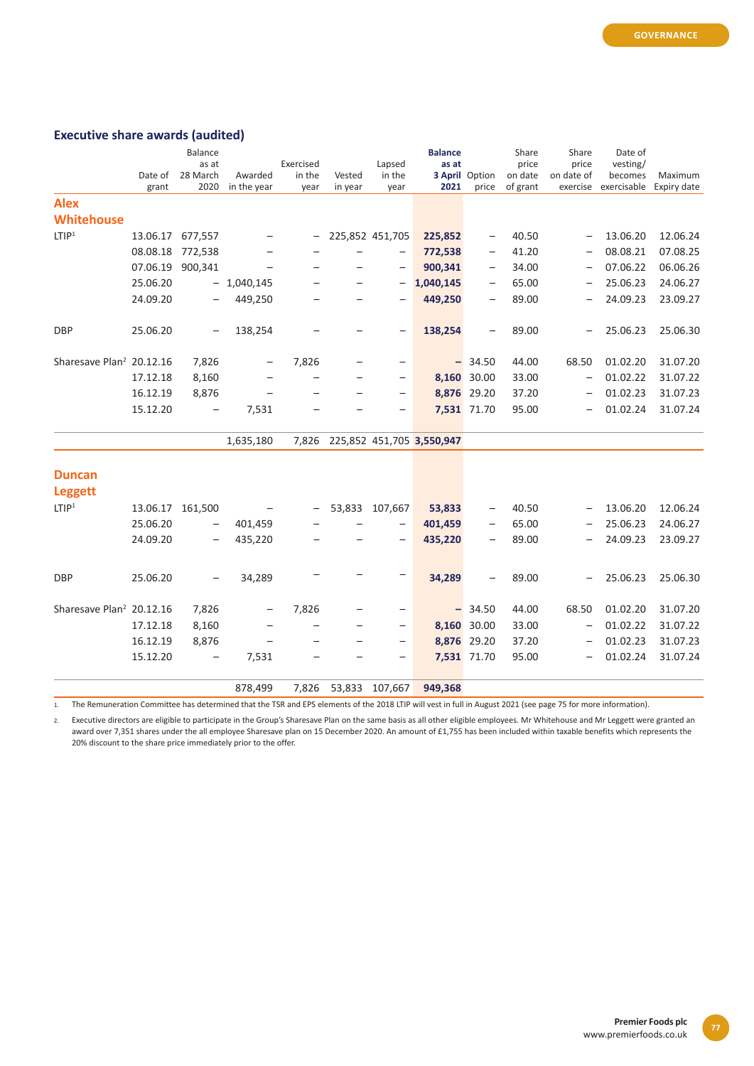## Executive share awards (audited)

| | Date of grant | Balance as at 28 March 2020 | Awarded in the year | Exercised in the year | Vested in year | Lapsed in the year | **Balance as at 3 April 2021** | Option price | Share price on date of grant | Share price on date of exercise | Date of vesting/ becomes exercisable | Maximum Expiry date |
|---|---|---|---|---|---|---|---|---|---|---|---|---|
| **Alex Whitehouse** | | | | | | | | | | | | |
| LTIP[1] | 13.06.17 | 677,557 | – | – | 225,852 | 451,705 | **225,852** | – | 40.50 | – | 13.06.20 | 12.06.24 |
| | 08.08.18 | 772,538 | – | – | – | – | **772,538** | – | 41.20 | – | 08.08.21 | 07.08.25 |
| | 07.06.19 | 900,341 | – | – | – | – | **900,341** | – | 34.00 | – | 07.06.22 | 06.06.26 |
| | 25.06.20 | – | 1,040,145 | – | – | – | **1,040,145** | – | 65.00 | – | 25.06.23 | 24.06.27 |
| | 24.09.20 | – | 449,250 | – | – | – | **449,250** | – | 89.00 | – | 24.09.23 | 23.09.27 |
| DBP | 25.06.20 | – | 138,254 | – | – | – | **138,254** | – | 89.00 | – | 25.06.23 | 25.06.30 |
| Sharesave Plan[2] | 20.12.16 | 7,826 | – | 7,826 | – | – | **–** | 34.50 | 44.00 | 68.50 | 01.02.20 | 31.07.20 |
| | 17.12.18 | 8,160 | – | – | – | – | **8,160** | 30.00 | 33.00 | – | 01.02.22 | 31.07.22 |
| | 16.12.19 | 8,876 | – | – | – | – | **8,876** | 29.20 | 37.20 | – | 01.02.23 | 31.07.23 |
| | 15.12.20 | – | 7,531 | – | – | – | **7,531** | 71.70 | 95.00 | – | 01.02.24 | 31.07.24 |
| | | | 1,635,180 | 7,826 | 225,852 | 451,705 | **3,550,947** | | | | | |
| **Duncan Leggett** | | | | | | | | | | | | |
| LTIP[1] | 13.06.17 | 161,500 | – | – | 53,833 | 107,667 | **53,833** | – | 40.50 | – | 13.06.20 | 12.06.24 |
| | 25.06.20 | – | 401,459 | – | – | – | **401,459** | – | 65.00 | – | 25.06.23 | 24.06.27 |
| | 24.09.20 | – | 435,220 | – | – | – | **435,220** | – | 89.00 | – | 24.09.23 | 23.09.27 |
| DBP | 25.06.20 | – | 34,289 | – | – | – | **34,289** | – | 89.00 | – | 25.06.23 | 25.06.30 |
| Sharesave Plan[2] | 20.12.16 | 7,826 | – | 7,826 | – | – | **–** | 34.50 | 44.00 | 68.50 | 01.02.20 | 31.07.20 |
| | 17.12.18 | 8,160 | – | – | – | – | **8,160** | 30.00 | 33.00 | – | 01.02.22 | 31.07.22 |
| | 16.12.19 | 8,876 | – | – | – | – | **8,876** | 29.20 | 37.20 | – | 01.02.23 | 31.07.23 |
| | 15.12.20 | – | 7,531 | – | – | – | **7,531** | 71.70 | 95.00 | – | 01.02.24 | 31.07.24 |
| | | | 878,499 | 7,826 | 53,833 | 107,667 | **949,368** | | | | | |

1. The Remuneration Committee has determined that the TSR and EPS elements of the 2018 LTIP will vest in full in August 2021 (see page 75 for more information).

2. Executive directors are eligible to participate in the Group's Sharesave Plan on the same basis as all other eligible employees. Mr Whitehouse and Mr Leggett were granted an award over 7,351 shares under the all employee Sharesave plan on 15 December 2020. An amount of £1,755 has been included within taxable benefits which represents the 20% discount to the share price immediately prior to the offer.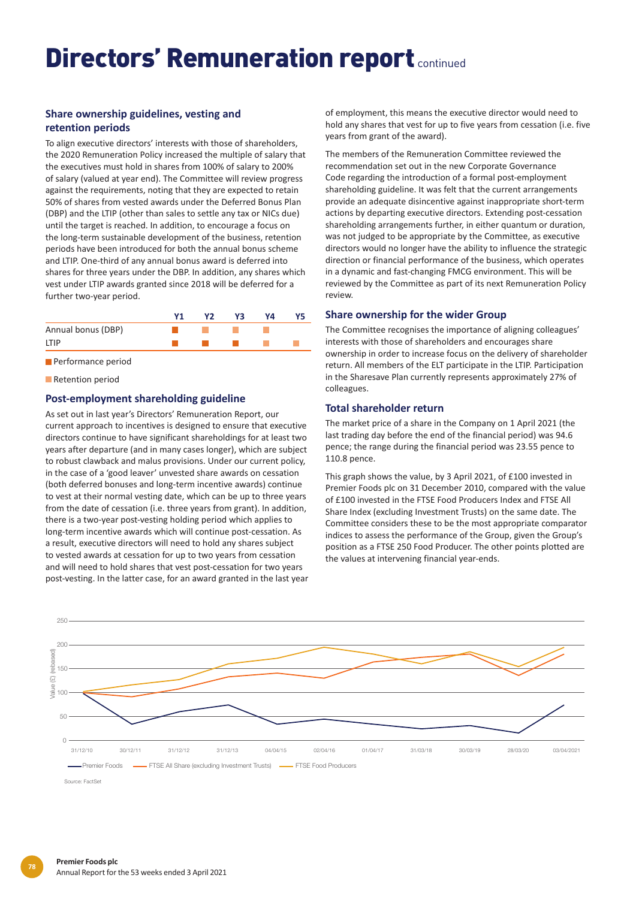# Directors' Remuneration report continued

### Share ownership guidelines, vesting and retention periods

To align executive directors' interests with those of shareholders, the 2020 Remuneration Policy increased the multiple of salary that the executives must hold in shares from 100% of salary to 200% of salary (valued at year end). The Committee will review progress against the requirements, noting that they are expected to retain 50% of shares from vested awards under the Deferred Bonus Plan (DBP) and the LTIP (other than sales to settle any tax or NICs due) until the target is reached. In addition, to encourage a focus on the long-term sustainable development of the business, retention periods have been introduced for both the annual bonus scheme and LTIP. One-third of any annual bonus award is deferred into shares for three years under the DBP. In addition, any shares which vest under LTIP awards granted since 2018 will be deferred for a further two-year period.

| | Y1 | Y2 | Y3 | Y4 | Y5 |
|---|---|---|---|---|---|
| Annual bonus (DBP) | Performance period | Retention period | Retention period | Retention period | |
| LTIP | Performance period | Performance period | Performance period | Retention period | Retention period |

■ Performance period

■ Retention period

### Post-employment shareholding guideline

As set out in last year's Directors' Remuneration Report, our current approach to incentives is designed to ensure that executive directors continue to have significant shareholdings for at least two years after departure (and in many cases longer), which are subject to robust clawback and malus provisions. Under our current policy, in the case of a 'good leaver' unvested share awards on cessation (both deferred bonuses and long-term incentive awards) continue to vest at their normal vesting date, which can be up to three years from the date of cessation (i.e. three years from grant). In addition, there is a two-year post-vesting holding period which applies to long-term incentive awards which will continue post-cessation. As a result, executive directors will need to hold any shares subject to vested awards at cessation for up to two years from cessation and will need to hold shares that vest post-cessation for two years post-vesting. In the latter case, for an award granted in the last year of employment, this means the executive director would need to hold any shares that vest for up to five years from cessation (i.e. five years from grant of the award).

The members of the Remuneration Committee reviewed the recommendation set out in the new Corporate Governance Code regarding the introduction of a formal post-employment shareholding guideline. It was felt that the current arrangements provide an adequate disincentive against inappropriate short-term actions by departing executive directors. Extending post-cessation shareholding arrangements further, in either quantum or duration, was not judged to be appropriate by the Committee, as executive directors would no longer have the ability to influence the strategic direction or financial performance of the business, which operates in a dynamic and fast-changing FMCG environment. This will be reviewed by the Committee as part of its next Remuneration Policy review.

### Share ownership for the wider Group

The Committee recognises the importance of aligning colleagues' interests with those of shareholders and encourages share ownership in order to increase focus on the delivery of shareholder return. All members of the ELT participate in the LTIP. Participation in the Sharesave Plan currently represents approximately 27% of colleagues.

### Total shareholder return

The market price of a share in the Company on 1 April 2021 (the last trading day before the end of the financial period) was 94.6 pence; the range during the financial period was 23.55 pence to 110.8 pence.

This graph shows the value, by 3 April 2021, of £100 invested in Premier Foods plc on 31 December 2010, compared with the value of £100 invested in the FTSE Food Producers Index and FTSE All Share Index (excluding Investment Trusts) on the same date. The Committee considers these to be the most appropriate comparator indices to assess the performance of the Group, given the Group's position as a FTSE 250 Food Producer. The other points plotted are the values at intervening financial year-ends.

Value (£) (rebased): 0–250; dates: 31/12/10, 30/12/11, 31/12/12, 31/12/13, 04/04/15, 02/04/16, 01/04/17, 31/03/18, 30/03/19, 28/03/20, 03/04/2021

Premier Foods | FTSE All Share (excluding Investment Trusts) | FTSE Food Producers

Source: FactSet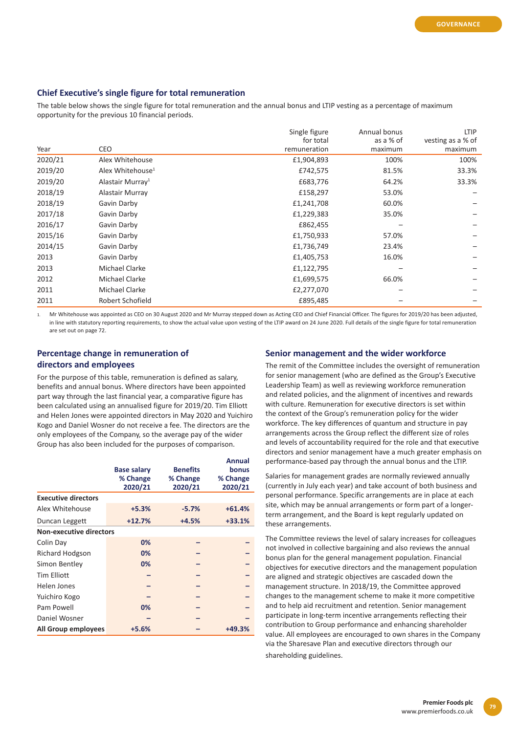## Chief Executive's single figure for total remuneration

The table below shows the single figure for total remuneration and the annual bonus and LTIP vesting as a percentage of maximum opportunity for the previous 10 financial periods.

| Year | CEO | Single figure for total remuneration | Annual bonus as a % of maximum | LTIP vesting as a % of maximum |
|---|---|---|---|---|
| 2020/21 | Alex Whitehouse | £1,904,893 | 100% | 100% |
| 2019/20 | Alex Whitehouse[1] | £742,575 | 81.5% | 33.3% |
| 2019/20 | Alastair Murray[1] | £683,776 | 64.2% | 33.3% |
| 2018/19 | Alastair Murray | £158,297 | 53.0% | – |
| 2018/19 | Gavin Darby | £1,241,708 | 60.0% | – |
| 2017/18 | Gavin Darby | £1,229,383 | 35.0% | – |
| 2016/17 | Gavin Darby | £862,455 | – | – |
| 2015/16 | Gavin Darby | £1,750,933 | 57.0% | – |
| 2014/15 | Gavin Darby | £1,736,749 | 23.4% | – |
| 2013 | Gavin Darby | £1,405,753 | 16.0% | – |
| 2013 | Michael Clarke | £1,122,795 | – | – |
| 2012 | Michael Clarke | £1,699,575 | 66.0% | – |
| 2011 | Michael Clarke | £2,277,070 | – | – |
| 2011 | Robert Schofield | £895,485 | – | – |

1. Mr Whitehouse was appointed as CEO on 30 August 2020 and Mr Murray stepped down as Acting CEO and Chief Financial Officer. The figures for 2019/20 has been adjusted, in line with statutory reporting requirements, to show the actual value upon vesting of the LTIP award on 24 June 2020. Full details of the single figure for total remuneration are set out on page 72.

## Percentage change in remuneration of directors and employees

For the purpose of this table, remuneration is defined as salary, benefits and annual bonus. Where directors have been appointed part way through the last financial year, a comparative figure has been calculated using an annualised figure for 2019/20. Tim Elliott and Helen Jones were appointed directors in May 2020 and Yuichiro Kogo and Daniel Wosner do not receive a fee. The directors are the only employees of the Company, so the average pay of the wider Group has also been included for the purposes of comparison.

| | Base salary % Change 2020/21 | Benefits % Change 2020/21 | Annual bonus % Change 2020/21 |
|---|---|---|---|
| **Executive directors** | | | |
| Alex Whitehouse | **+5.3%** | **-5.7%** | **+61.4%** |
| Duncan Leggett | **+12.7%** | **+4.5%** | **+33.1%** |
| **Non-executive directors** | | | |
| Colin Day | **0%** | – | – |
| Richard Hodgson | **0%** | – | – |
| Simon Bentley | **0%** | – | – |
| Tim Elliott | – | – | – |
| Helen Jones | – | – | – |
| Yuichiro Kogo | – | – | – |
| Pam Powell | **0%** | – | – |
| Daniel Wosner | – | – | – |
| **All Group employees** | **+5.6%** | – | **+49.3%** |

## Senior management and the wider workforce

The remit of the Committee includes the oversight of remuneration for senior management (who are defined as the Group's Executive Leadership Team) as well as reviewing workforce remuneration and related policies, and the alignment of incentives and rewards with culture. Remuneration for executive directors is set within the context of the Group's remuneration policy for the wider workforce. The key differences of quantum and structure in pay arrangements across the Group reflect the different size of roles and levels of accountability required for the role and that executive directors and senior management have a much greater emphasis on performance-based pay through the annual bonus and the LTIP.

Salaries for management grades are normally reviewed annually (currently in July each year) and take account of both business and personal performance. Specific arrangements are in place at each site, which may be annual arrangements or form part of a longer-term arrangement, and the Board is kept regularly updated on these arrangements.

The Committee reviews the level of salary increases for colleagues not involved in collective bargaining and also reviews the annual bonus plan for the general management population. Financial objectives for executive directors and the management population are aligned and strategic objectives are cascaded down the management structure. In 2018/19, the Committee approved changes to the management scheme to make it more competitive and to help aid recruitment and retention. Senior management participate in long-term incentive arrangements reflecting their contribution to Group performance and enhancing shareholder value. All employees are encouraged to own shares in the Company via the Sharesave Plan and executive directors through our shareholding guidelines.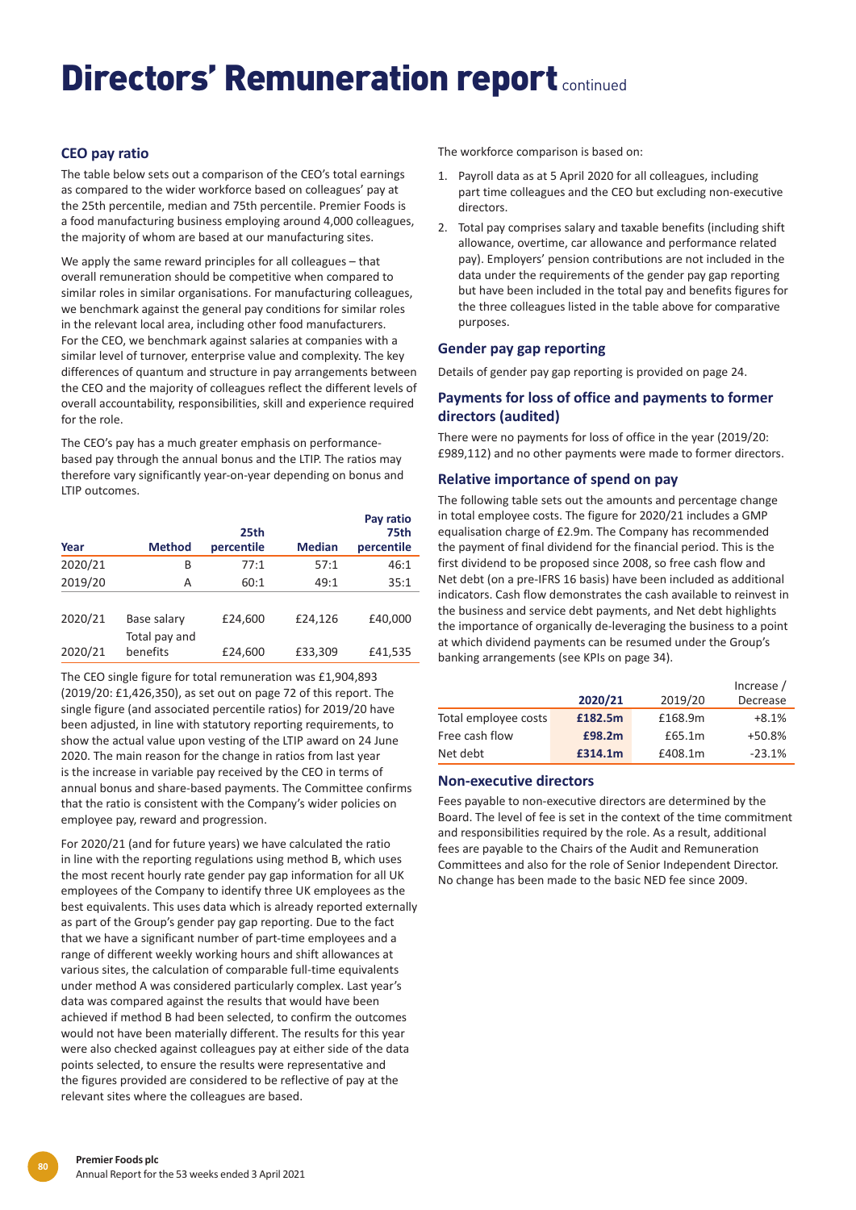# Directors' Remuneration report continued

### CEO pay ratio

The table below sets out a comparison of the CEO's total earnings as compared to the wider workforce based on colleagues' pay at the 25th percentile, median and 75th percentile. Premier Foods is a food manufacturing business employing around 4,000 colleagues, the majority of whom are based at our manufacturing sites.

We apply the same reward principles for all colleagues – that overall remuneration should be competitive when compared to similar roles in similar organisations. For manufacturing colleagues, we benchmark against the general pay conditions for similar roles in the relevant local area, including other food manufacturers. For the CEO, we benchmark against salaries at companies with a similar level of turnover, enterprise value and complexity. The key differences of quantum and structure in pay arrangements between the CEO and the majority of colleagues reflect the different levels of overall accountability, responsibilities, skill and experience required for the role.

The CEO's pay has a much greater emphasis on performance-based pay through the annual bonus and the LTIP. The ratios may therefore vary significantly year-on-year depending on bonus and LTIP outcomes.

| Year | Method | 25th percentile | Median | Pay ratio 75th percentile |
|---|---|---|---|---|
| 2020/21 | B | 77:1 | 57:1 | 46:1 |
| 2019/20 | A | 60:1 | 49:1 | 35:1 |
| 2020/21 | Base salary | £24,600 | £24,126 | £40,000 |
| 2020/21 | Total pay and benefits | £24,600 | £33,309 | £41,535 |

The CEO single figure for total remuneration was £1,904,893 (2019/20: £1,426,350), as set out on page 72 of this report. The single figure (and associated percentile ratios) for 2019/20 have been adjusted, in line with statutory reporting requirements, to show the actual value upon vesting of the LTIP award on 24 June 2020. The main reason for the change in ratios from last year is the increase in variable pay received by the CEO in terms of annual bonus and share-based payments. The Committee confirms that the ratio is consistent with the Company's wider policies on employee pay, reward and progression.

For 2020/21 (and for future years) we have calculated the ratio in line with the reporting regulations using method B, which uses the most recent hourly rate gender pay gap information for all UK employees of the Company to identify three UK employees as the best equivalents. This uses data which is already reported externally as part of the Group's gender pay gap reporting. Due to the fact that we have a significant number of part-time employees and a range of different weekly working hours and shift allowances at various sites, the calculation of comparable full-time equivalents under method A was considered particularly complex. Last year's data was compared against the results that would have been achieved if method B had been selected, to confirm the outcomes would not have been materially different. The results for this year were also checked against colleagues pay at either side of the data points selected, to ensure the results were representative and the figures provided are considered to be reflective of pay at the relevant sites where the colleagues are based.

The workforce comparison is based on:

1. Payroll data as at 5 April 2020 for all colleagues, including part time colleagues and the CEO but excluding non-executive directors.
2. Total pay comprises salary and taxable benefits (including shift allowance, overtime, car allowance and performance related pay). Employers' pension contributions are not included in the data under the requirements of the gender pay gap reporting but have been included in the total pay and benefits figures for the three colleagues listed in the table above for comparative purposes.

### Gender pay gap reporting

Details of gender pay gap reporting is provided on page 24.

### Payments for loss of office and payments to former directors (audited)

There were no payments for loss of office in the year (2019/20: £989,112) and no other payments were made to former directors.

### Relative importance of spend on pay

The following table sets out the amounts and percentage change in total employee costs. The figure for 2020/21 includes a GMP equalisation charge of £2.9m. The Company has recommended the payment of final dividend for the financial period. This is the first dividend to be proposed since 2008, so free cash flow and Net debt (on a pre-IFRS 16 basis) have been included as additional indicators. Cash flow demonstrates the cash available to reinvest in the business and service debt payments, and Net debt highlights the importance of organically de-leveraging the business to a point at which dividend payments can be resumed under the Group's banking arrangements (see KPIs on page 34).

| | 2020/21 | 2019/20 | Increase / Decrease |
|---|---|---|---|
| Total employee costs | **£182.5m** | £168.9m | +8.1% |
| Free cash flow | **£98.2m** | £65.1m | +50.8% |
| Net debt | **£314.1m** | £408.1m | -23.1% |

### Non-executive directors

Fees payable to non-executive directors are determined by the Board. The level of fee is set in the context of the time commitment and responsibilities required by the role. As a result, additional fees are payable to the Chairs of the Audit and Remuneration Committees and also for the role of Senior Independent Director. No change has been made to the basic NED fee since 2009.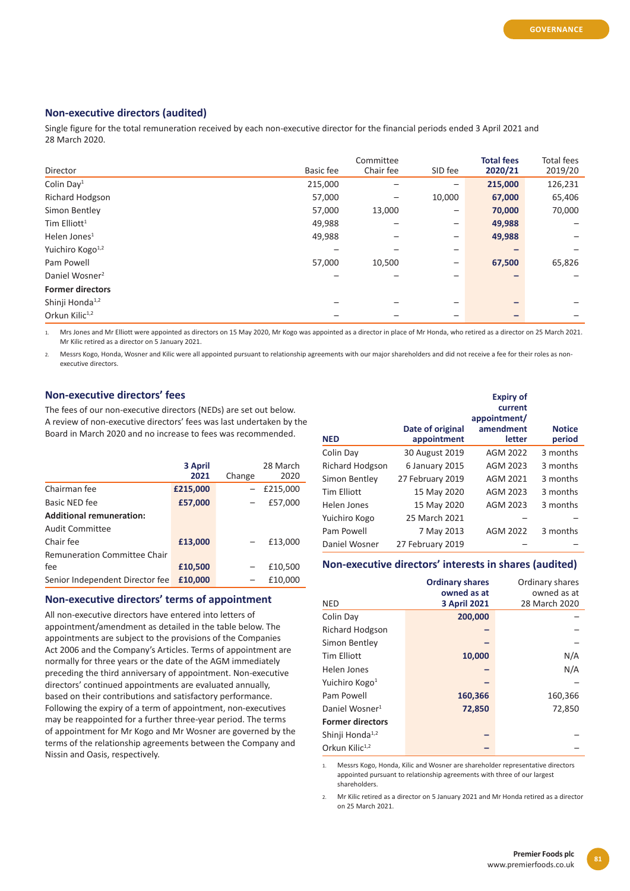## Non-executive directors (audited)

Single figure for the total remuneration received by each non-executive director for the financial periods ended 3 April 2021 and 28 March 2020.

| Director | Basic fee | Committee Chair fee | SID fee | **Total fees 2020/21** | Total fees 2019/20 |
|---|---|---|---|---|---|
| Colin Day[1] | 215,000 | – | – | **215,000** | 126,231 |
| Richard Hodgson | 57,000 | – | 10,000 | **67,000** | 65,406 |
| Simon Bentley | 57,000 | 13,000 | – | **70,000** | 70,000 |
| Tim Elliott[1] | 49,988 | – | – | **49,988** | – |
| Helen Jones[1] | 49,988 | – | – | **49,988** | – |
| Yuichiro Kogo[1,2] | – | – | – | **–** | – |
| Pam Powell | 57,000 | 10,500 | – | **67,500** | 65,826 |
| Daniel Wosner[2] | – | – | – | **–** | – |
| **Former directors** | | | | | |
| Shinji Honda[1,2] | – | – | – | **–** | – |
| Orkun Kilic[1,2] | – | – | – | **–** | – |

1. Mrs Jones and Mr Elliott were appointed as directors on 15 May 2020, Mr Kogo was appointed as a director in place of Mr Honda, who retired as a director on 25 March 2021. Mr Kilic retired as a director on 5 January 2021.
2. Messrs Kogo, Honda, Wosner and Kilic were all appointed pursuant to relationship agreements with our major shareholders and did not receive a fee for their roles as non-executive directors.

## Non-executive directors' fees

The fees of our non-executive directors (NEDs) are set out below. A review of non-executive directors' fees was last undertaken by the Board in March 2020 and no increase to fees was recommended.

| | **3 April 2021** | Change | 28 March 2020 |
|---|---|---|---|
| Chairman fee | **£215,000** | – | £215,000 |
| Basic NED fee | **£57,000** | – | £57,000 |
| **Additional remuneration:** | | | |
| Audit Committee Chair fee | **£13,000** | – | £13,000 |
| Remuneration Committee Chair fee | **£10,500** | – | £10,500 |
| Senior Independent Director fee | **£10,000** | – | £10,000 |

## Non-executive directors' terms of appointment

All non-executive directors have entered into letters of appointment/amendment as detailed in the table below. The appointments are subject to the provisions of the Companies Act 2006 and the Company's Articles. Terms of appointment are normally for three years or the date of the AGM immediately preceding the third anniversary of appointment. Non-executive directors' continued appointments are evaluated annually, based on their contributions and satisfactory performance. Following the expiry of a term of appointment, non-executives may be reappointed for a further three-year period. The terms of appointment for Mr Kogo and Mr Wosner are governed by the terms of the relationship agreements between the Company and Nissin and Oasis, respectively.

| **NED** | **Date of original appointment** | **Expiry of current appointment/ amendment letter** | **Notice period** |
|---|---|---|---|
| Colin Day | 30 August 2019 | AGM 2022 | 3 months |
| Richard Hodgson | 6 January 2015 | AGM 2023 | 3 months |
| Simon Bentley | 27 February 2019 | AGM 2021 | 3 months |
| Tim Elliott | 15 May 2020 | AGM 2023 | 3 months |
| Helen Jones | 15 May 2020 | AGM 2023 | 3 months |
| Yuichiro Kogo | 25 March 2021 | – | – |
| Pam Powell | 7 May 2013 | AGM 2022 | 3 months |
| Daniel Wosner | 27 February 2019 | – | – |

## Non-executive directors' interests in shares (audited)

| NED | **Ordinary shares owned as at 3 April 2021** | Ordinary shares owned as at 28 March 2020 |
|---|---|---|
| Colin Day | **200,000** | – |
| Richard Hodgson | **–** | – |
| Simon Bentley | **–** | – |
| Tim Elliott | **10,000** | N/A |
| Helen Jones | **–** | N/A |
| Yuichiro Kogo[1] | **–** | – |
| Pam Powell | **160,366** | 160,366 |
| Daniel Wosner[1] | **72,850** | 72,850 |
| **Former directors** | | |
| Shinji Honda[1,2] | **–** | – |
| Orkun Kilic[1,2] | **–** | – |

1. Messrs Kogo, Honda, Kilic and Wosner are shareholder representative directors appointed pursuant to relationship agreements with three of our largest shareholders.
2. Mr Kilic retired as a director on 5 January 2021 and Mr Honda retired as a director on 25 March 2021.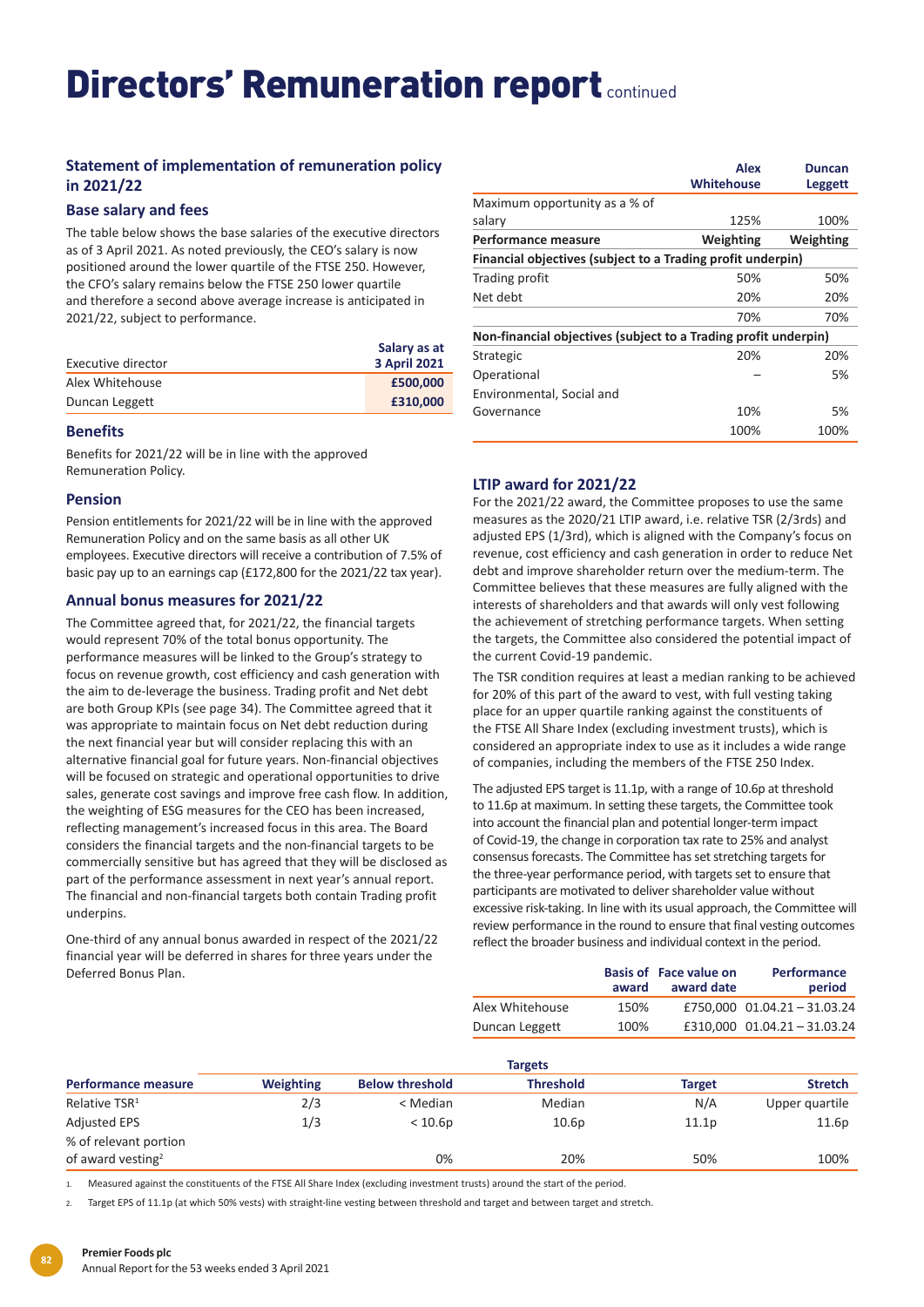# Directors' Remuneration report continued

## Statement of implementation of remuneration policy in 2021/22

### Base salary and fees

The table below shows the base salaries of the executive directors as of 3 April 2021. As noted previously, the CEO's salary is now positioned around the lower quartile of the FTSE 250. However, the CFO's salary remains below the FTSE 250 lower quartile and therefore a second above average increase is anticipated in 2021/22, subject to performance.

| Executive director | Salary as at 3 April 2021 |
|---|---|
| Alex Whitehouse | £500,000 |
| Duncan Leggett | £310,000 |

### Benefits

Benefits for 2021/22 will be in line with the approved Remuneration Policy.

### Pension

Pension entitlements for 2021/22 will be in line with the approved Remuneration Policy and on the same basis as all other UK employees. Executive directors will receive a contribution of 7.5% of basic pay up to an earnings cap (£172,800 for the 2021/22 tax year).

### Annual bonus measures for 2021/22

The Committee agreed that, for 2021/22, the financial targets would represent 70% of the total bonus opportunity. The performance measures will be linked to the Group's strategy to focus on revenue growth, cost efficiency and cash generation with the aim to de-leverage the business. Trading profit and Net debt are both Group KPIs (see page 34). The Committee agreed that it was appropriate to maintain focus on Net debt reduction during the next financial year but will consider replacing this with an alternative financial goal for future years. Non-financial objectives will be focused on strategic and operational opportunities to drive sales, generate cost savings and improve free cash flow. In addition, the weighting of ESG measures for the CEO has been increased, reflecting management's increased focus in this area. The Board considers the financial targets and the non-financial targets to be commercially sensitive but has agreed that they will be disclosed as part of the performance assessment in next year's annual report. The financial and non-financial targets both contain Trading profit underpins.

One-third of any annual bonus awarded in respect of the 2021/22 financial year will be deferred in shares for three years under the Deferred Bonus Plan.

| | Alex Whitehouse | Duncan Leggett |
|---|---|---|
| Maximum opportunity as a % of salary | 125% | 100% |
| **Performance measure** | **Weighting** | **Weighting** |
| **Financial objectives (subject to a Trading profit underpin)** | | |
| Trading profit | 50% | 50% |
| Net debt | 20% | 20% |
| | 70% | 70% |
| **Non-financial objectives (subject to a Trading profit underpin)** | | |
| Strategic | 20% | 20% |
| Operational | – | 5% |
| Environmental, Social and Governance | 10% | 5% |
| | 100% | 100% |

### LTIP award for 2021/22

For the 2021/22 award, the Committee proposes to use the same measures as the 2020/21 LTIP award, i.e. relative TSR (2/3rds) and adjusted EPS (1/3rd), which is aligned with the Company's focus on revenue, cost efficiency and cash generation in order to reduce Net debt and improve shareholder return over the medium-term. The Committee believes that these measures are fully aligned with the interests of shareholders and that awards will only vest following the achievement of stretching performance targets. When setting the targets, the Committee also considered the potential impact of the current Covid-19 pandemic.

The TSR condition requires at least a median ranking to be achieved for 20% of this part of the award to vest, with full vesting taking place for an upper quartile ranking against the constituents of the FTSE All Share Index (excluding investment trusts), which is considered an appropriate index to use as it includes a wide range of companies, including the members of the FTSE 250 Index.

The adjusted EPS target is 11.1p, with a range of 10.6p at threshold to 11.6p at maximum. In setting these targets, the Committee took into account the financial plan and potential longer-term impact of Covid-19, the change in corporation tax rate to 25% and analyst consensus forecasts. The Committee has set stretching targets for the three-year performance period, with targets set to ensure that participants are motivated to deliver shareholder value without excessive risk-taking. In line with its usual approach, the Committee will review performance in the round to ensure that final vesting outcomes reflect the broader business and individual context in the period.

| | Basis of award | Face value on award date | Performance period |
|---|---|---|---|
| Alex Whitehouse | 150% | £750,000 | 01.04.21 – 31.03.24 |
| Duncan Leggett | 100% | £310,000 | 01.04.21 – 31.03.24 |

| | | Targets | | | |
|---|---|---|---|---|---|
| **Performance measure** | **Weighting** | **Below threshold** | **Threshold** | **Target** | **Stretch** |
| Relative TSR[1] | 2/3 | < Median | Median | N/A | Upper quartile |
| Adjusted EPS | 1/3 | < 10.6p | 10.6p | 11.1p | 11.6p |
| % of relevant portion of award vesting[2] | | 0% | 20% | 50% | 100% |

1. Measured against the constituents of the FTSE All Share Index (excluding investment trusts) around the start of the period.
2. Target EPS of 11.1p (at which 50% vests) with straight-line vesting between threshold and target and between target and stretch.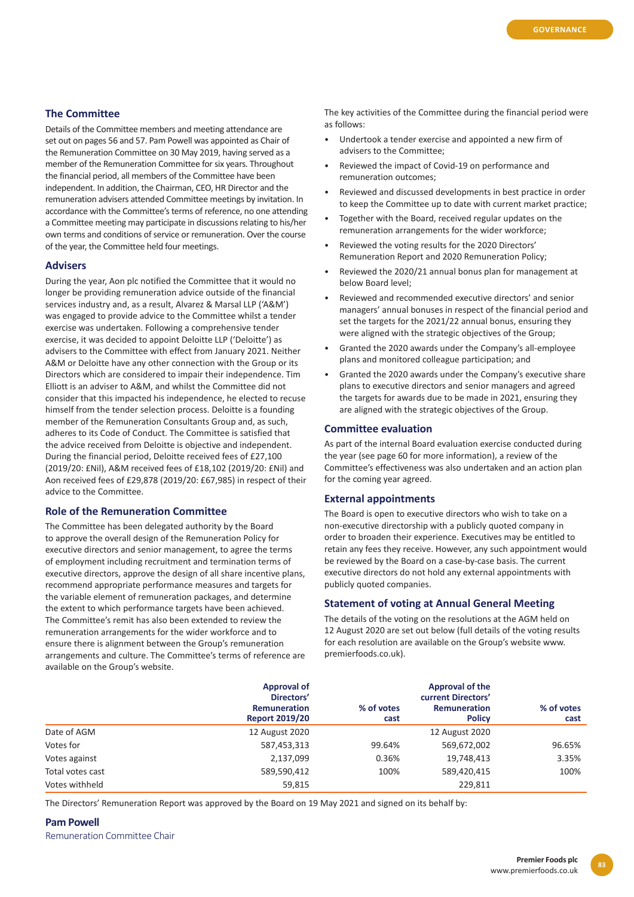### The Committee

Details of the Committee members and meeting attendance are set out on pages 56 and 57. Pam Powell was appointed as Chair of the Remuneration Committee on 30 May 2019, having served as a member of the Remuneration Committee for six years. Throughout the financial period, all members of the Committee have been independent. In addition, the Chairman, CEO, HR Director and the remuneration advisers attended Committee meetings by invitation. In accordance with the Committee's terms of reference, no one attending a Committee meeting may participate in discussions relating to his/her own terms and conditions of service or remuneration. Over the course of the year, the Committee held four meetings.

### Advisers

During the year, Aon plc notified the Committee that it would no longer be providing remuneration advice outside of the financial services industry and, as a result, Alvarez & Marsal LLP ('A&M') was engaged to provide advice to the Committee whilst a tender exercise was undertaken. Following a comprehensive tender exercise, it was decided to appoint Deloitte LLP ('Deloitte') as advisers to the Committee with effect from January 2021. Neither A&M or Deloitte have any other connection with the Group or its Directors which are considered to impair their independence. Tim Elliott is an adviser to A&M, and whilst the Committee did not consider that this impacted his independence, he elected to recuse himself from the tender selection process. Deloitte is a founding member of the Remuneration Consultants Group and, as such, adheres to its Code of Conduct. The Committee is satisfied that the advice received from Deloitte is objective and independent. During the financial period, Deloitte received fees of £27,100 (2019/20: £Nil), A&M received fees of £18,102 (2019/20: £Nil) and Aon received fees of £29,878 (2019/20: £67,985) in respect of their advice to the Committee.

### Role of the Remuneration Committee

The Committee has been delegated authority by the Board to approve the overall design of the Remuneration Policy for executive directors and senior management, to agree the terms of employment including recruitment and termination terms of executive directors, approve the design of all share incentive plans, recommend appropriate performance measures and targets for the variable element of remuneration packages, and determine the extent to which performance targets have been achieved. The Committee's remit has also been extended to review the remuneration arrangements for the wider workforce and to ensure there is alignment between the Group's remuneration arrangements and culture. The Committee's terms of reference are available on the Group's website.

The key activities of the Committee during the financial period were as follows:

- Undertook a tender exercise and appointed a new firm of advisers to the Committee;
- Reviewed the impact of Covid-19 on performance and remuneration outcomes;
- Reviewed and discussed developments in best practice in order to keep the Committee up to date with current market practice;
- Together with the Board, received regular updates on the remuneration arrangements for the wider workforce;
- Reviewed the voting results for the 2020 Directors' Remuneration Report and 2020 Remuneration Policy;
- Reviewed the 2020/21 annual bonus plan for management at below Board level;
- Reviewed and recommended executive directors' and senior managers' annual bonuses in respect of the financial period and set the targets for the 2021/22 annual bonus, ensuring they were aligned with the strategic objectives of the Group;
- Granted the 2020 awards under the Company's all-employee plans and monitored colleague participation; and
- Granted the 2020 awards under the Company's executive share plans to executive directors and senior managers and agreed the targets for awards due to be made in 2021, ensuring they are aligned with the strategic objectives of the Group.

### Committee evaluation

As part of the internal Board evaluation exercise conducted during the year (see page 60 for more information), a review of the Committee's effectiveness was also undertaken and an action plan for the coming year agreed.

### External appointments

The Board is open to executive directors who wish to take on a non-executive directorship with a publicly quoted company in order to broaden their experience. Executives may be entitled to retain any fees they receive. However, any such appointment would be reviewed by the Board on a case-by-case basis. The current executive directors do not hold any external appointments with publicly quoted companies.

### Statement of voting at Annual General Meeting

The details of the voting on the resolutions at the AGM held on 12 August 2020 are set out below (full details of the voting results for each resolution are available on the Group's website www.premierfoods.co.uk).

| | Approval of Directors' Remuneration Report 2019/20 | % of votes cast | Approval of the current Directors' Remuneration Policy | % of votes cast |
|---|---|---|---|---|
| Date of AGM | 12 August 2020 | | 12 August 2020 | |
| Votes for | 587,453,313 | 99.64% | 569,672,002 | 96.65% |
| Votes against | 2,137,099 | 0.36% | 19,748,413 | 3.35% |
| Total votes cast | 589,590,412 | 100% | 589,420,415 | 100% |
| Votes withheld | 59,815 | | 229,811 | |

The Directors' Remuneration Report was approved by the Board on 19 May 2021 and signed on its behalf by:

**Pam Powell**
Remuneration Committee Chair